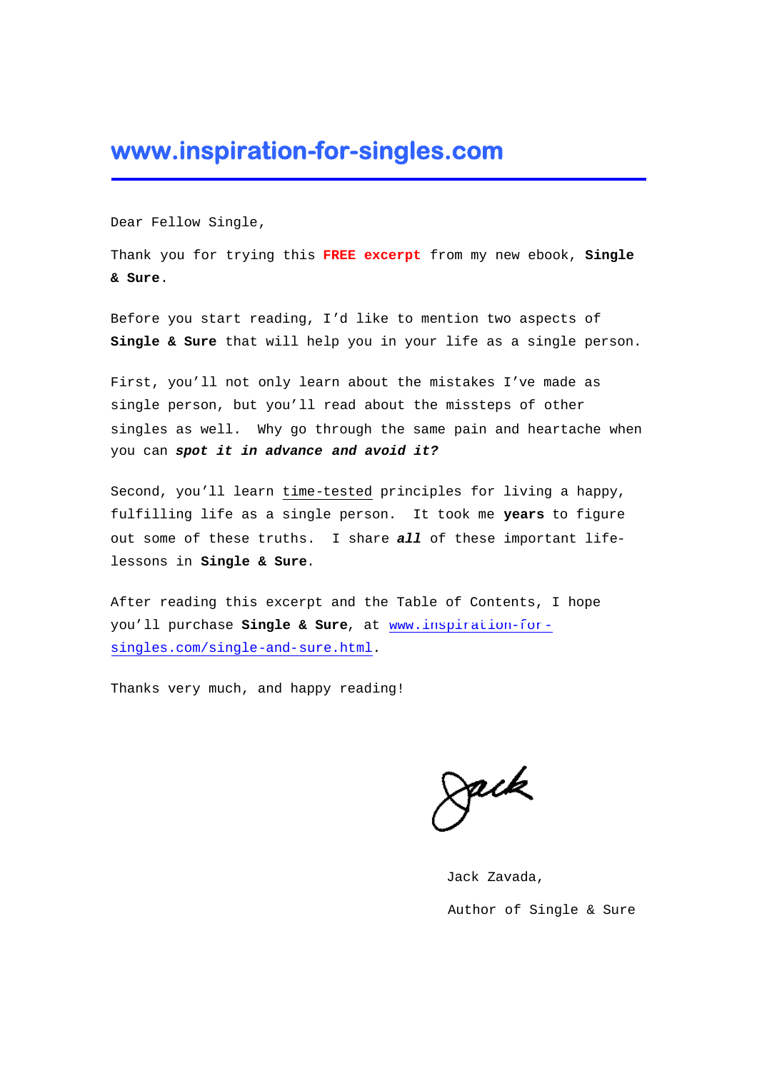# www.inspiration-for-singles.com

Dear Fellow Single,

Thank you for trying this **FREE excerpt** from my new ebook, **Single & Sure**.

Before you start reading, I'd like to mention two aspects of **Single & Sure** that will help you in your life as a single person.

First, you'll not only learn about the mistakes I've made as single person, but you'll read about the missteps of other singles as well. Why go through the same pain and heartache when you can ***spot it in advance and avoid it?***

Second, you'll learn time-tested principles for living a happy, fulfilling life as a single person. It took me **years** to figure out some of these truths. I share ***all*** of these important life-lessons in **Single & Sure**.

After reading this excerpt and the Table of Contents, I hope you'll purchase **Single & Sure**, at www.inspiration-for-singles.com/single-and-sure.html.

Thanks very much, and happy reading!

Jack

Jack Zavada,

Author of Single & Sure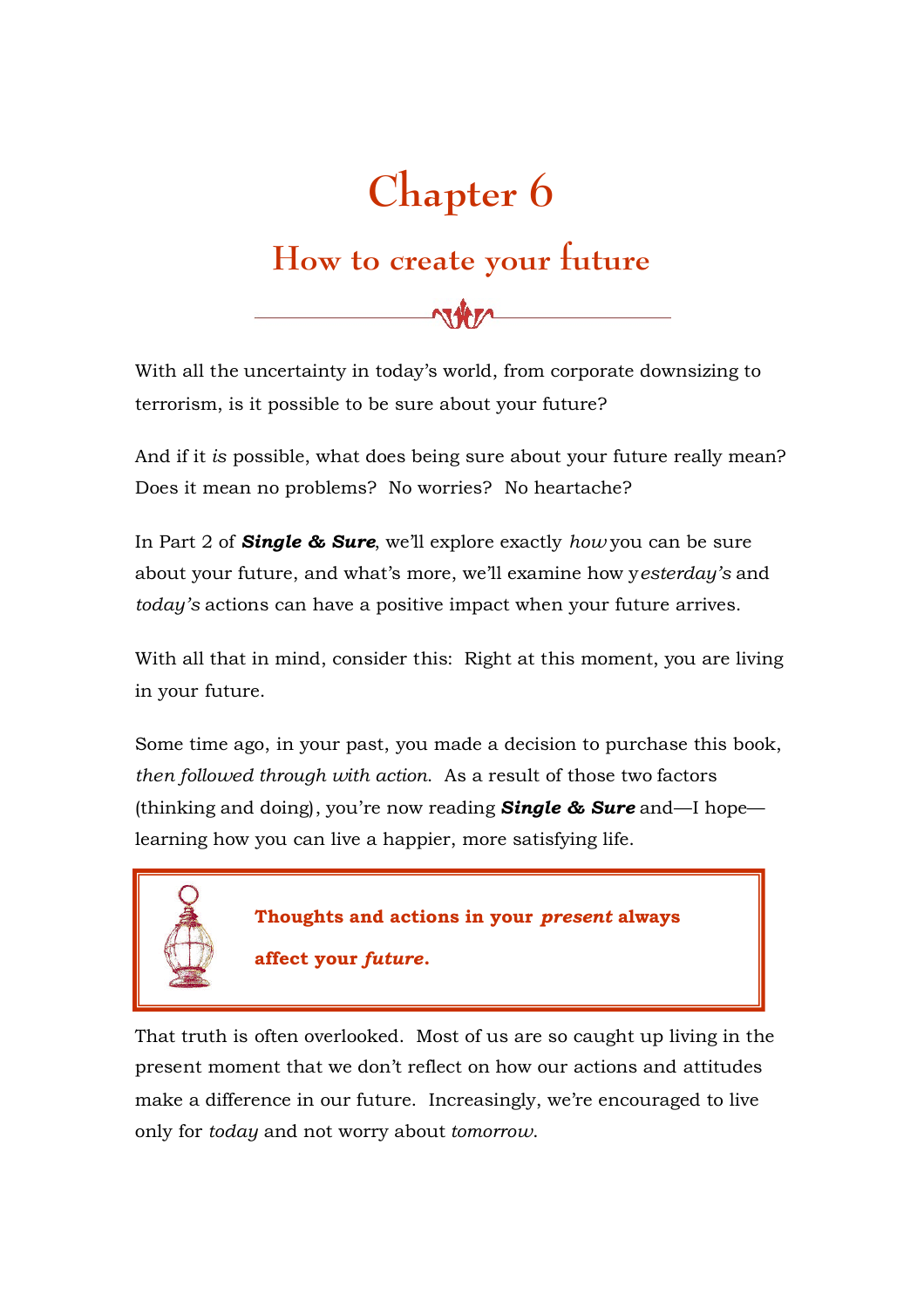# Chapter 6

## How to create your future

With all the uncertainty in today's world, from corporate downsizing to terrorism, is it possible to be sure about your future?

And if it *is* possible, what does being sure about your future really mean? Does it mean no problems? No worries? No heartache?

In Part 2 of ***Single & Sure***, we'll explore exactly *how* you can be sure about your future, and what's more, we'll examine how *yesterday's* and *today's* actions can have a positive impact when your future arrives.

With all that in mind, consider this: Right at this moment, you are living in your future.

Some time ago, in your past, you made a decision to purchase this book, *then followed through with action*. As a result of those two factors (thinking and doing), you're now reading ***Single & Sure*** and—I hope—learning how you can live a happier, more satisfying life.

> **Thoughts and actions in your *present* always affect your *future*.**

That truth is often overlooked. Most of us are so caught up living in the present moment that we don't reflect on how our actions and attitudes make a difference in our future. Increasingly, we're encouraged to live only for *today* and not worry about *tomorrow*.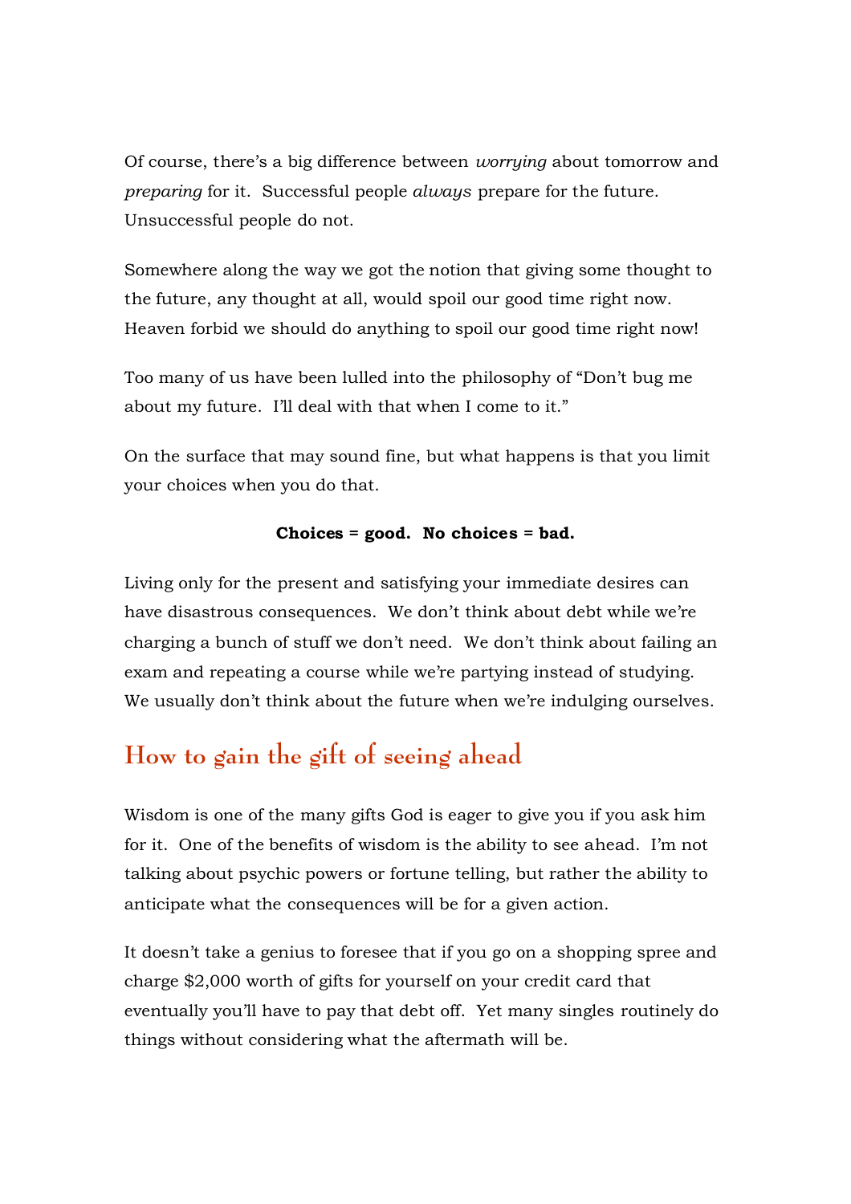Of course, there's a big difference between *worrying* about tomorrow and *preparing* for it. Successful people *always* prepare for the future. Unsuccessful people do not.

Somewhere along the way we got the notion that giving some thought to the future, any thought at all, would spoil our good time right now. Heaven forbid we should do anything to spoil our good time right now!

Too many of us have been lulled into the philosophy of "Don't bug me about my future. I'll deal with that when I come to it."

On the surface that may sound fine, but what happens is that you limit your choices when you do that.

**Choices = good. No choices = bad.**

Living only for the present and satisfying your immediate desires can have disastrous consequences. We don't think about debt while we're charging a bunch of stuff we don't need. We don't think about failing an exam and repeating a course while we're partying instead of studying. We usually don't think about the future when we're indulging ourselves.

## How to gain the gift of seeing ahead

Wisdom is one of the many gifts God is eager to give you if you ask him for it. One of the benefits of wisdom is the ability to see ahead. I'm not talking about psychic powers or fortune telling, but rather the ability to anticipate what the consequences will be for a given action.

It doesn't take a genius to foresee that if you go on a shopping spree and charge $2,000 worth of gifts for yourself on your credit card that eventually you'll have to pay that debt off. Yet many singles routinely do things without considering what the aftermath will be.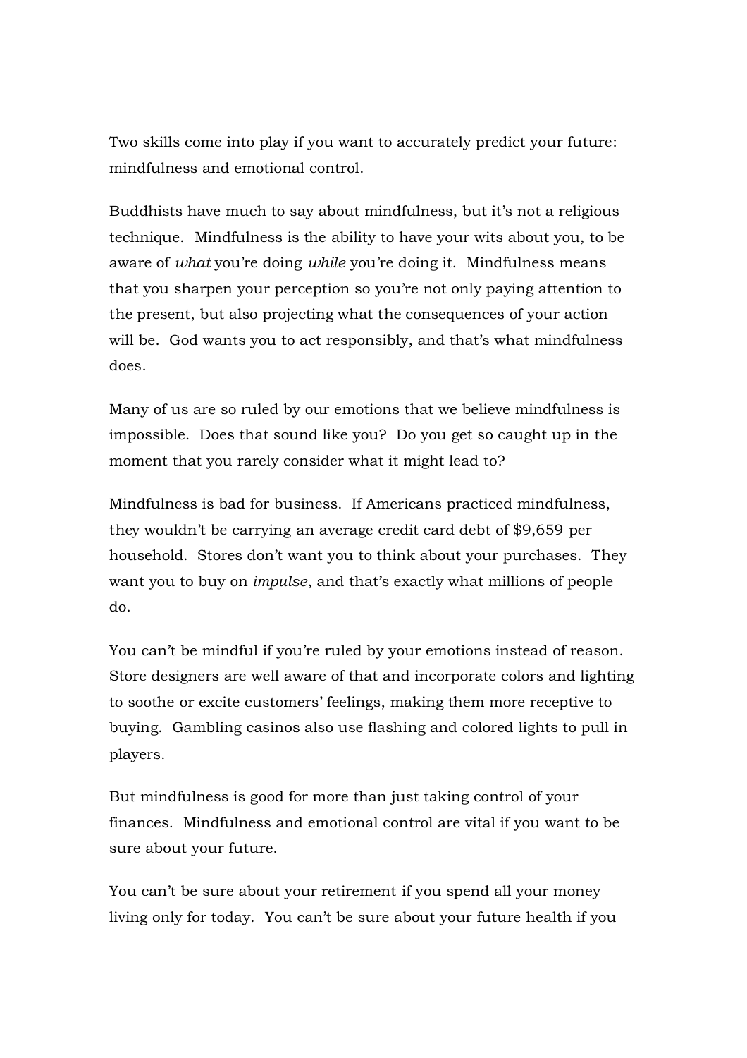Two skills come into play if you want to accurately predict your future: mindfulness and emotional control.

Buddhists have much to say about mindfulness, but it's not a religious technique. Mindfulness is the ability to have your wits about you, to be aware of *what* you're doing *while* you're doing it. Mindfulness means that you sharpen your perception so you're not only paying attention to the present, but also projecting what the consequences of your action will be. God wants you to act responsibly, and that's what mindfulness does.

Many of us are so ruled by our emotions that we believe mindfulness is impossible. Does that sound like you? Do you get so caught up in the moment that you rarely consider what it might lead to?

Mindfulness is bad for business. If Americans practiced mindfulness, they wouldn't be carrying an average credit card debt of $9,659 per household. Stores don't want you to think about your purchases. They want you to buy on *impulse*, and that's exactly what millions of people do.

You can't be mindful if you're ruled by your emotions instead of reason. Store designers are well aware of that and incorporate colors and lighting to soothe or excite customers' feelings, making them more receptive to buying. Gambling casinos also use flashing and colored lights to pull in players.

But mindfulness is good for more than just taking control of your finances. Mindfulness and emotional control are vital if you want to be sure about your future.

You can't be sure about your retirement if you spend all your money living only for today. You can't be sure about your future health if you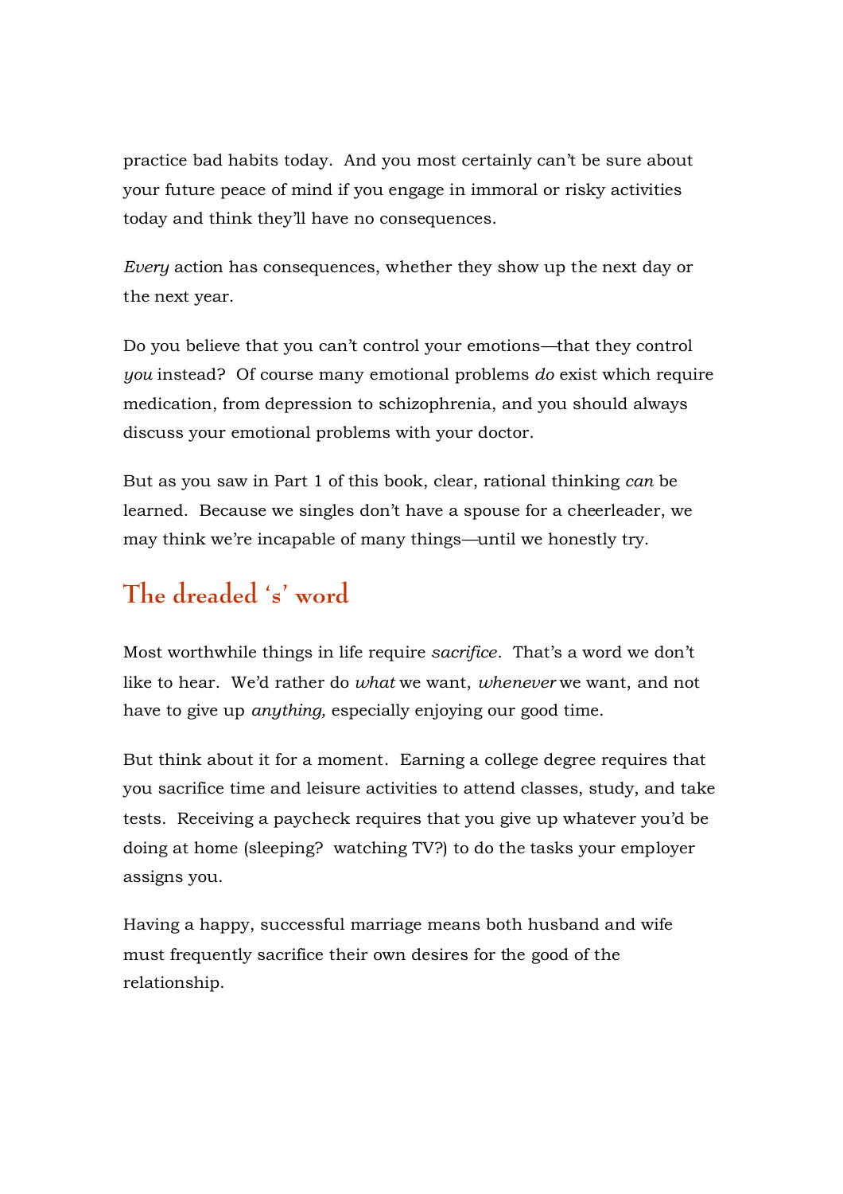practice bad habits today. And you most certainly can't be sure about your future peace of mind if you engage in immoral or risky activities today and think they'll have no consequences.

*Every* action has consequences, whether they show up the next day or the next year.

Do you believe that you can't control your emotions—that they control *you* instead? Of course many emotional problems *do* exist which require medication, from depression to schizophrenia, and you should always discuss your emotional problems with your doctor.

But as you saw in Part 1 of this book, clear, rational thinking *can* be learned. Because we singles don't have a spouse for a cheerleader, we may think we're incapable of many things—until we honestly try.

## The dreaded 's' word

Most worthwhile things in life require *sacrifice*. That's a word we don't like to hear. We'd rather do *what* we want, *whenever* we want, and not have to give up *anything,* especially enjoying our good time.

But think about it for a moment. Earning a college degree requires that you sacrifice time and leisure activities to attend classes, study, and take tests. Receiving a paycheck requires that you give up whatever you'd be doing at home (sleeping? watching TV?) to do the tasks your employer assigns you.

Having a happy, successful marriage means both husband and wife must frequently sacrifice their own desires for the good of the relationship.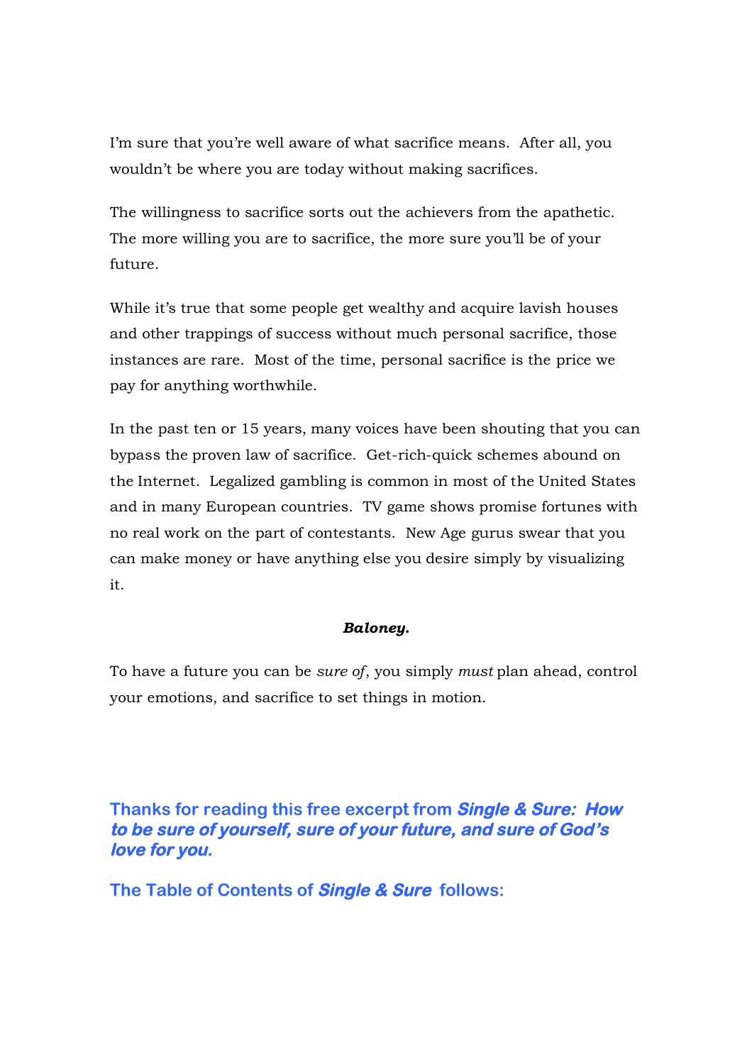I'm sure that you're well aware of what sacrifice means. After all, you wouldn't be where you are today without making sacrifices.

The willingness to sacrifice sorts out the achievers from the apathetic. The more willing you are to sacrifice, the more sure you'll be of your future.

While it's true that some people get wealthy and acquire lavish houses and other trappings of success without much personal sacrifice, those instances are rare. Most of the time, personal sacrifice is the price we pay for anything worthwhile.

In the past ten or 15 years, many voices have been shouting that you can bypass the proven law of sacrifice. Get-rich-quick schemes abound on the Internet. Legalized gambling is common in most of the United States and in many European countries. TV game shows promise fortunes with no real work on the part of contestants. New Age gurus swear that you can make money or have anything else you desire simply by visualizing it.

***Baloney.***

To have a future you can be *sure of*, you simply *must* plan ahead, control your emotions, and sacrifice to set things in motion.

**Thanks for reading this free excerpt from *Single & Sure: How to be sure of yourself, sure of your future, and sure of God's love for you.***

**The Table of Contents of *Single & Sure* follows:**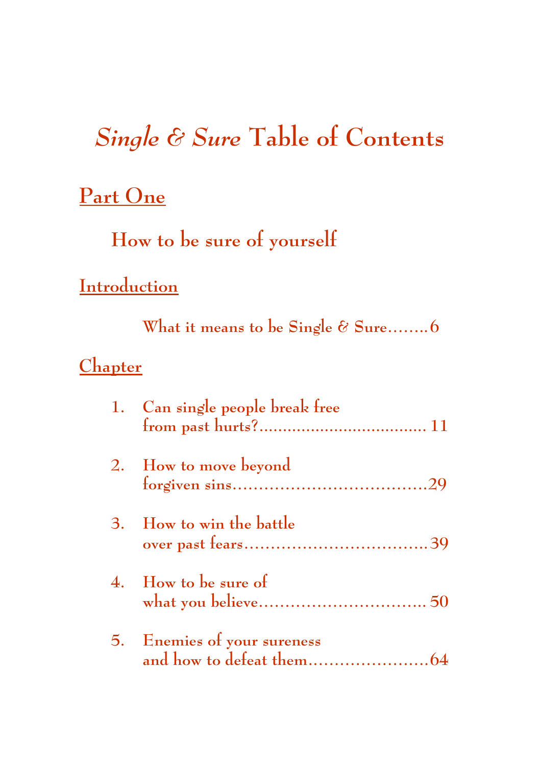# *Single & Sure* Table of Contents

## Part One

### How to be sure of yourself

## Introduction

What it means to be Single & Sure........6

## Chapter

1. Can single people break free from past hurts?.................................... 11
2. How to move beyond forgiven sins.....................................29
3. How to win the battle over past fears...................................39
4. How to be sure of what you believe................................ 50
5. Enemies of your sureness and how to defeat them.......................64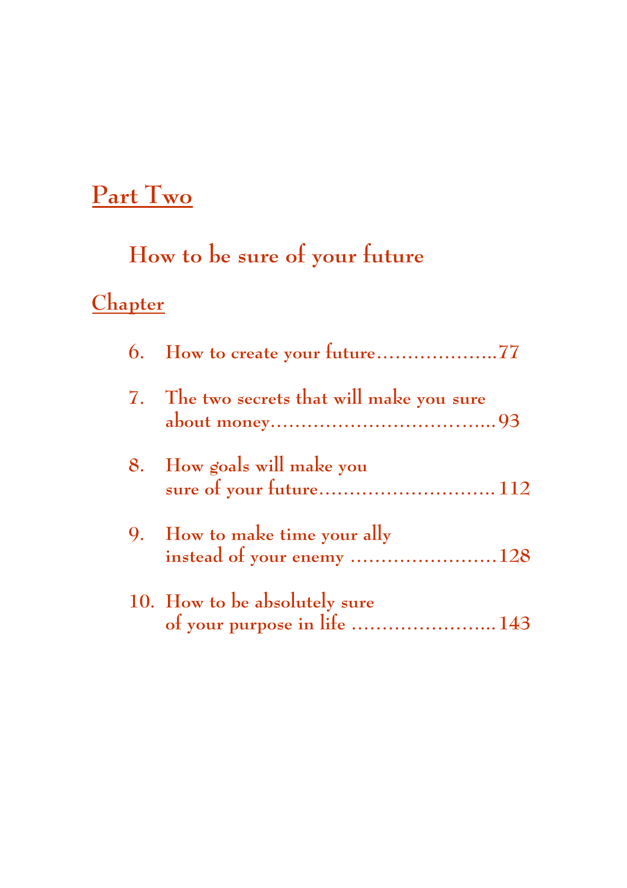## Part Two

### How to be sure of your future

**Chapter**

6. How to create your future....................77

7. The two secrets that will make you sure about money.................................... 93

8. How goals will make you sure of your future............................. 112

9. How to make time your ally instead of your enemy ........................128

10. How to be absolutely sure of your purpose in life ........................ 143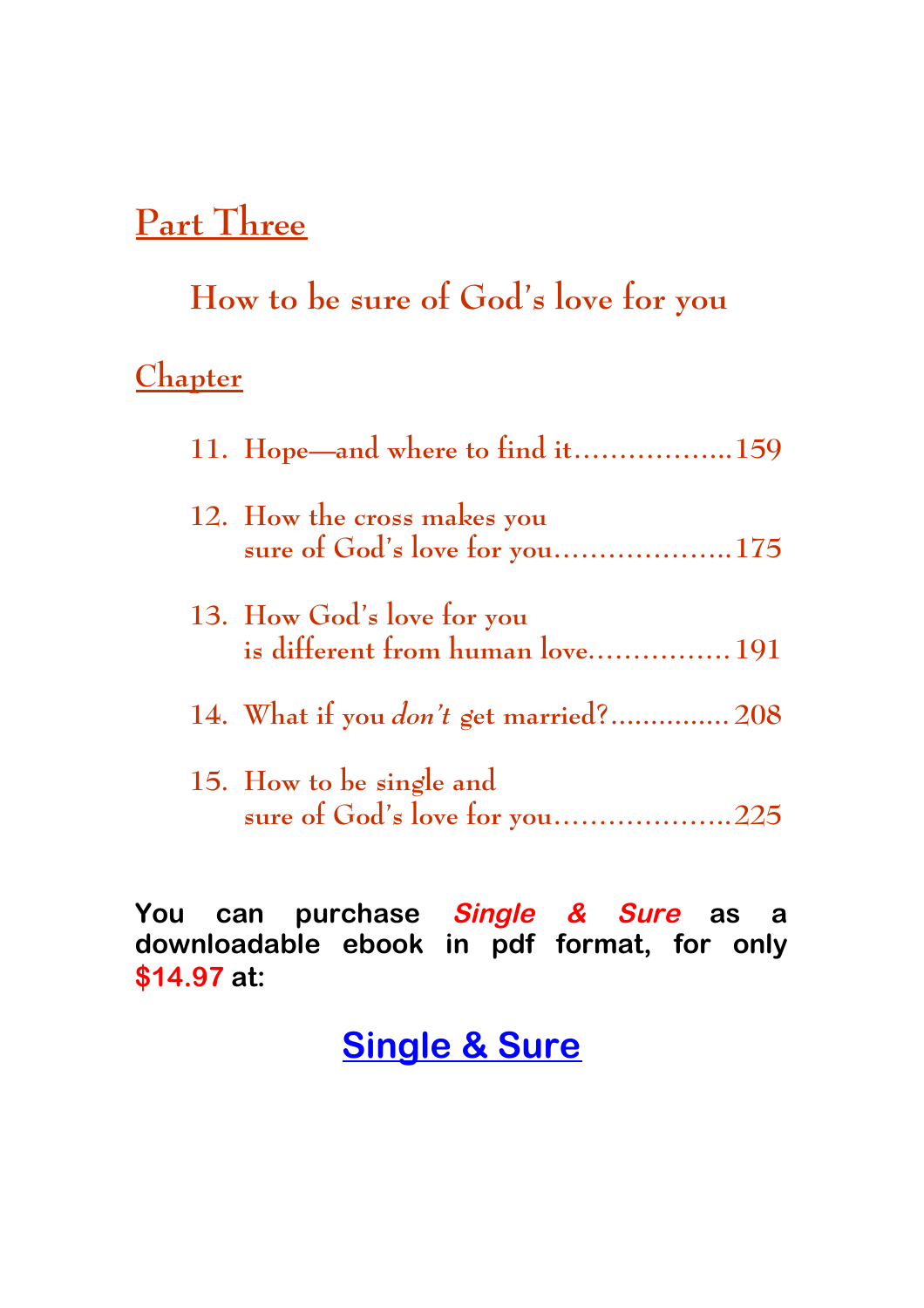## Part Three

### How to be sure of God's love for you

**Chapter**

11. Hope—and where to find it..................159
12. How the cross makes you sure of God's love for you....................175
13. How God's love for you is different from human love................191
14. What if you *don't* get married?...............208
15. How to be single and sure of God's love for you....................225

**You can purchase *Single & Sure* as a downloadable ebook in pdf format, for only $14.97 at:**

**Single & Sure**